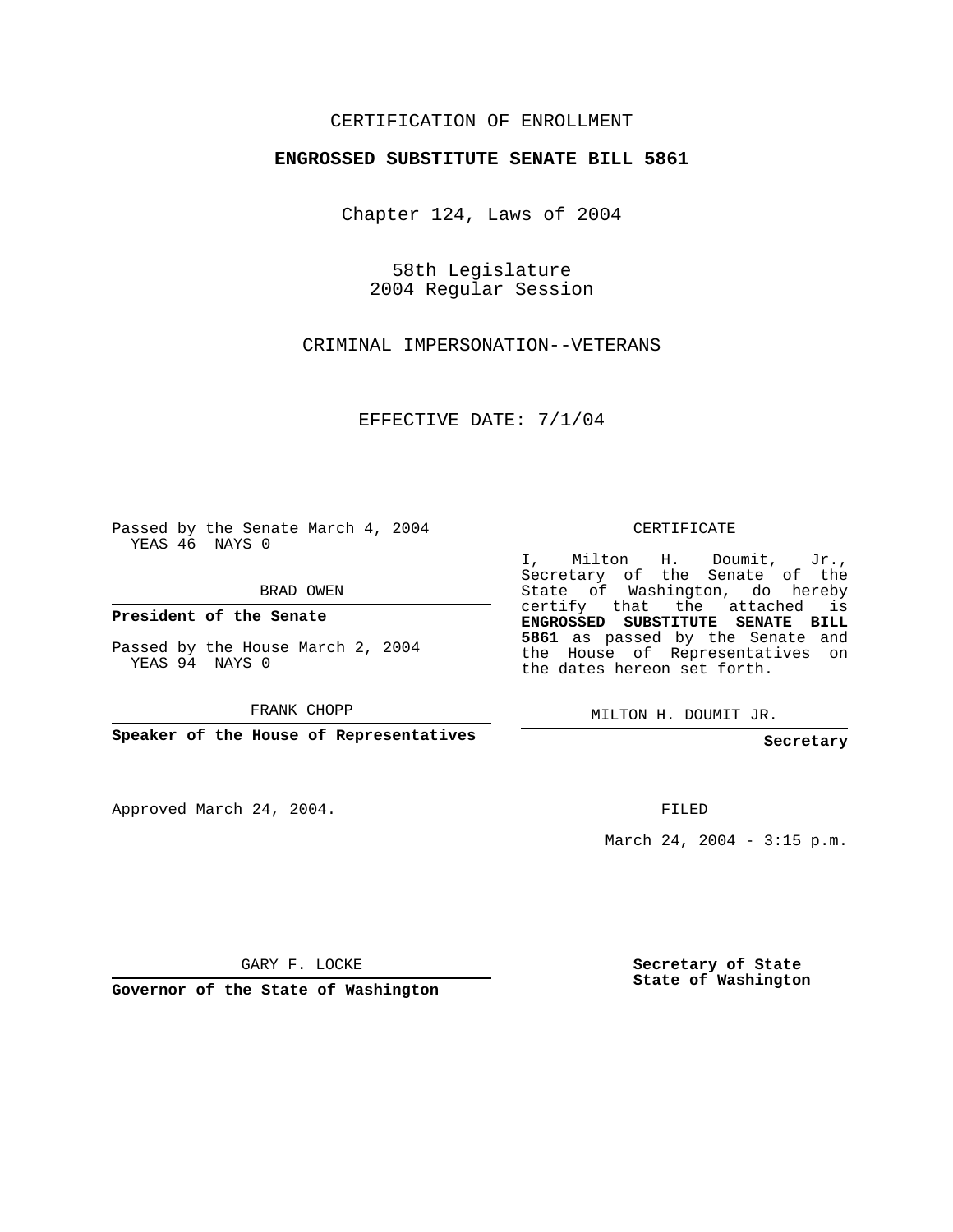CERTIFICATION OF ENROLLMENT

**ENGROSSED SUBSTITUTE SENATE BILL 5861**

Chapter 124, Laws of 2004

58th Legislature
2004 Regular Session

CRIMINAL IMPERSONATION--VETERANS

EFFECTIVE DATE: 7/1/04

Passed by the Senate March 4, 2004
YEAS 46 NAYS 0

BRAD OWEN

**President of the Senate**

Passed by the House March 2, 2004
YEAS 94 NAYS 0

FRANK CHOPP

**Speaker of the House of Representatives**

Approved March 24, 2004.

GARY F. LOCKE

**Governor of the State of Washington**

CERTIFICATE

I, Milton H. Doumit, Jr., Secretary of the Senate of the State of Washington, do hereby certify that the attached is **ENGROSSED SUBSTITUTE SENATE BILL 5861** as passed by the Senate and the House of Representatives on the dates hereon set forth.

MILTON H. DOUMIT JR.

**Secretary**

FILED

March 24, 2004 - 3:15 p.m.

**Secretary of State**
**State of Washington**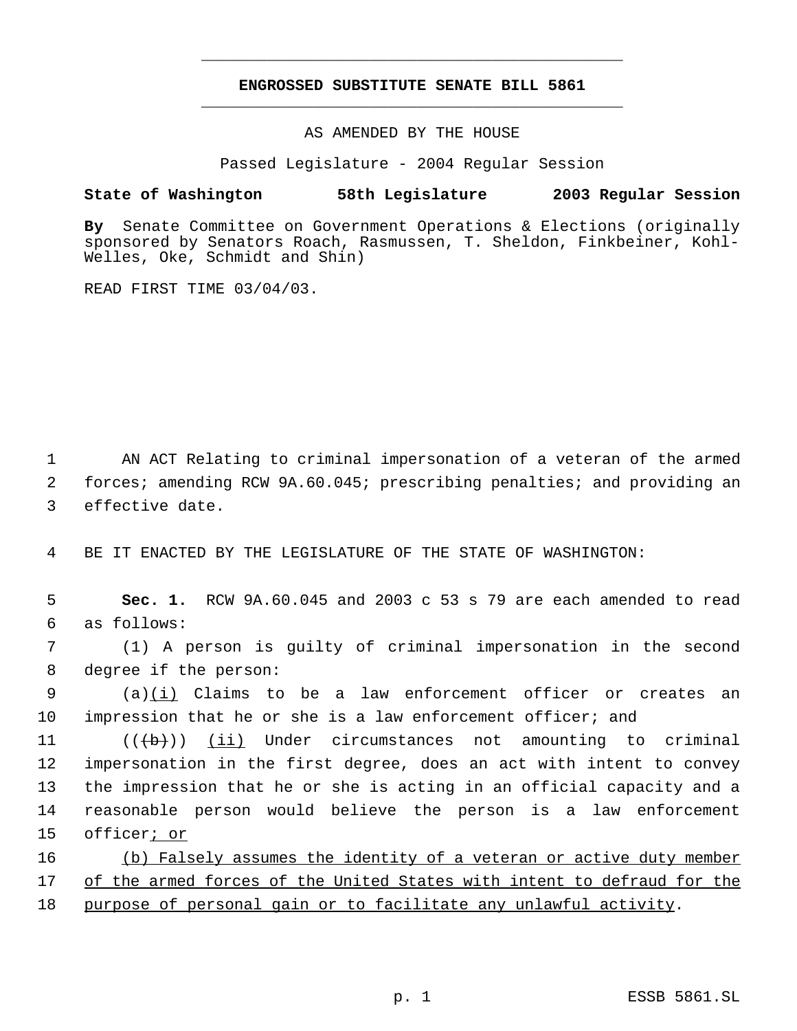# ENGROSSED SUBSTITUTE SENATE BILL 5861

AS AMENDED BY THE HOUSE

Passed Legislature - 2004 Regular Session

**State of Washington 58th Legislature 2003 Regular Session**

**By** Senate Committee on Government Operations & Elections (originally sponsored by Senators Roach, Rasmussen, T. Sheldon, Finkbeiner, Kohl-Welles, Oke, Schmidt and Shin)

READ FIRST TIME 03/04/03.

AN ACT Relating to criminal impersonation of a veteran of the armed forces; amending RCW 9A.60.045; prescribing penalties; and providing an effective date.

BE IT ENACTED BY THE LEGISLATURE OF THE STATE OF WASHINGTON:

**Sec. 1.** RCW 9A.60.045 and 2003 c 53 s 79 are each amended to read as follows:

(1) A person is guilty of criminal impersonation in the second degree if the person:

(a)(i) Claims to be a law enforcement officer or creates an impression that he or she is a law enforcement officer; and

(((b))) (ii) Under circumstances not amounting to criminal impersonation in the first degree, does an act with intent to convey the impression that he or she is acting in an official capacity and a reasonable person would believe the person is a law enforcement officer; or

(b) Falsely assumes the identity of a veteran or active duty member of the armed forces of the United States with intent to defraud for the purpose of personal gain or to facilitate any unlawful activity.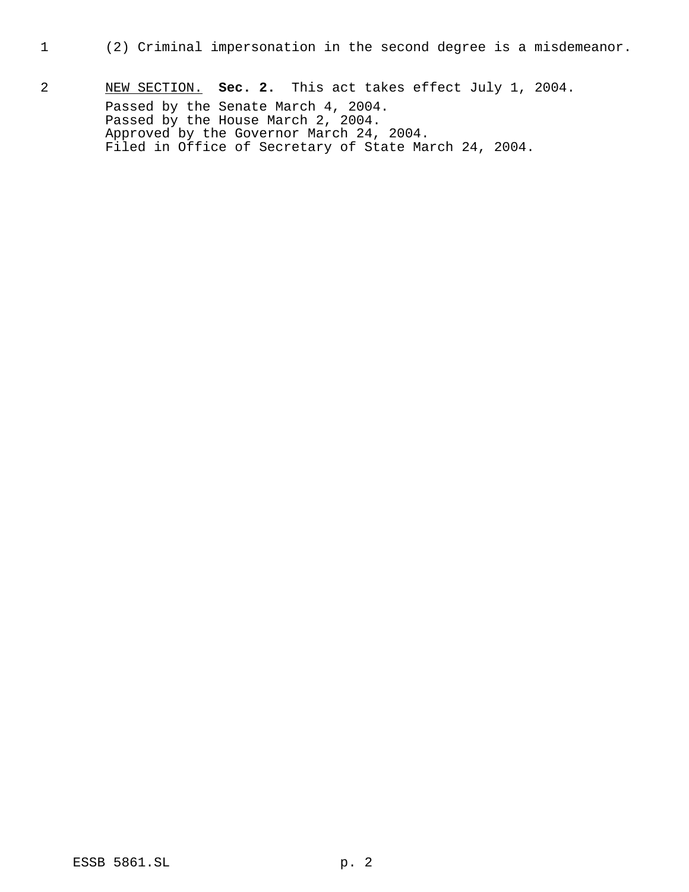(2) Criminal impersonation in the second degree is a misdemeanor.

NEW SECTION. **Sec. 2.** This act takes effect July 1, 2004.

Passed by the Senate March 4, 2004.
Passed by the House March 2, 2004.
Approved by the Governor March 24, 2004.
Filed in Office of Secretary of State March 24, 2004.